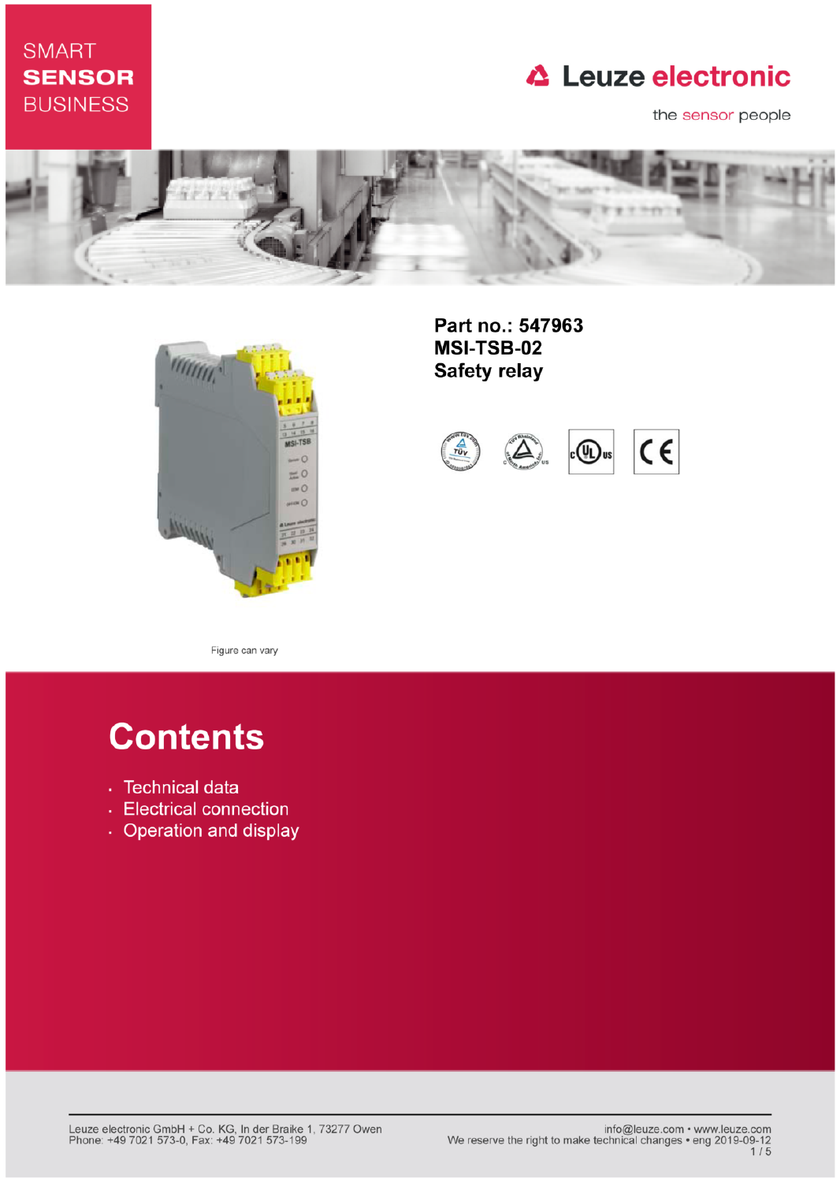SMART
**SENSOR**
BUSINESS

Leuze electronic

the sensor people

**Part no.: 547963**
**MSI-TSB-02**
**Safety relay**

Figure can vary

# Contents

- Technical data
- Electrical connection
- Operation and display

Leuze electronic GmbH + Co. KG, In der Braike 1, 73277 Owen
Phone: +49 7021 573-0, Fax: +49 7021 573-199

info@leuze.com • www.leuze.com
We reserve the right to make technical changes • eng 2019-09-12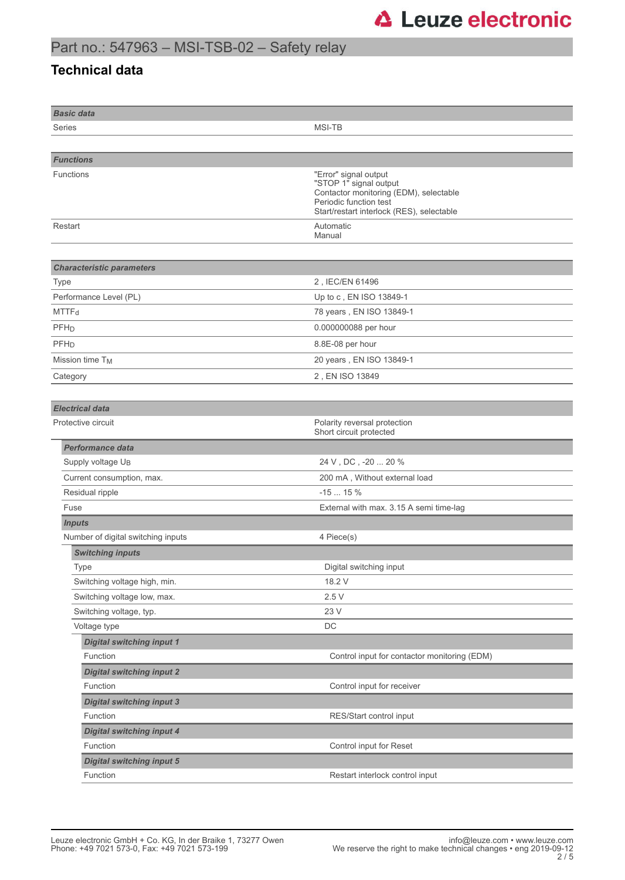# Part no.: 547963 – MSI-TSB-02 – Safety relay

## Technical data

| **Basic data** | |
|---|---|
| Series | MSI-TB |

| **Functions** | |
|---|---|
| Functions | "Error" signal output<br>"STOP 1" signal output<br>Contactor monitoring (EDM), selectable<br>Periodic function test<br>Start/restart interlock (RES), selectable |
| Restart | Automatic<br>Manual |

| **Characteristic parameters** | |
|---|---|
| Type | 2 , IEC/EN 61496 |
| Performance Level (PL) | Up to c , EN ISO 13849-1 |
| $MTTF_d$ | 78 years , EN ISO 13849-1 |
| $PFH_D$ | 0.000000088 per hour |
| $PFH_D$ | 8.8E-08 per hour |
| Mission time $T_M$ | 20 years , EN ISO 13849-1 |
| Category | 2 , EN ISO 13849 |

| **Electrical data** | |
|---|---|
| Protective circuit | Polarity reversal protection<br>Short circuit protected |
| ***Performance data*** | |
| Supply voltage $U_B$ | 24 V , DC , -20 ... 20 % |
| Current consumption, max. | 200 mA , Without external load |
| Residual ripple | -15 ... 15 % |
| Fuse | External with max. 3.15 A semi time-lag |
| ***Inputs*** | |
| Number of digital switching inputs | 4 Piece(s) |
| ***Switching inputs*** | |
| Type | Digital switching input |
| Switching voltage high, min. | 18.2 V |
| Switching voltage low, max. | 2.5 V |
| Switching voltage, typ. | 23 V |
| Voltage type | DC |
| ***Digital switching input 1*** | |
| Function | Control input for contactor monitoring (EDM) |
| ***Digital switching input 2*** | |
| Function | Control input for receiver |
| ***Digital switching input 3*** | |
| Function | RES/Start control input |
| ***Digital switching input 4*** | |
| Function | Control input for Reset |
| ***Digital switching input 5*** | |
| Function | Restart interlock control input |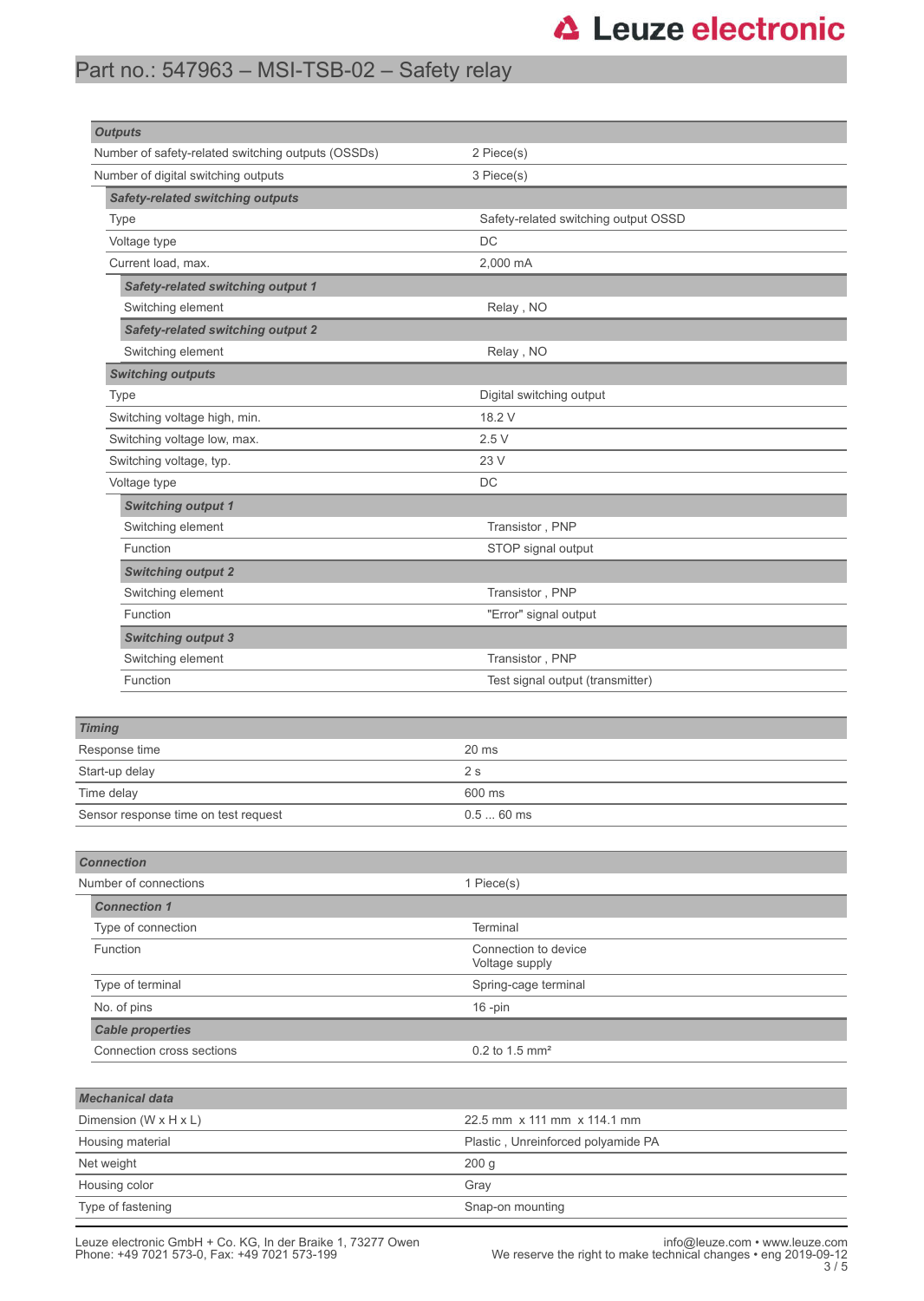Part no.: 547963 – MSI-TSB-02 – Safety relay

| ***Outputs*** | |
|---|---|
| Number of safety-related switching outputs (OSSDs) | 2 Piece(s) |
| Number of digital switching outputs | 3 Piece(s) |
| ***Safety-related switching outputs*** | |
| Type | Safety-related switching output OSSD |
| Voltage type | DC |
| Current load, max. | 2,000 mA |
| ***Safety-related switching output 1*** | |
| Switching element | Relay , NO |
| ***Safety-related switching output 2*** | |
| Switching element | Relay , NO |
| ***Switching outputs*** | |
| Type | Digital switching output |
| Switching voltage high, min. | 18.2 V |
| Switching voltage low, max. | 2.5 V |
| Switching voltage, typ. | 23 V |
| Voltage type | DC |
| ***Switching output 1*** | |
| Switching element | Transistor , PNP |
| Function | STOP signal output |
| ***Switching output 2*** | |
| Switching element | Transistor , PNP |
| Function | "Error" signal output |
| ***Switching output 3*** | |
| Switching element | Transistor , PNP |
| Function | Test signal output (transmitter) |

| ***Timing*** | |
|---|---|
| Response time | 20 ms |
| Start-up delay | 2 s |
| Time delay | 600 ms |
| Sensor response time on test request | 0.5 ... 60 ms |

| ***Connection*** | |
|---|---|
| Number of connections | 1 Piece(s) |
| ***Connection 1*** | |
| Type of connection | Terminal |
| Function | Connection to device<br>Voltage supply |
| Type of terminal | Spring-cage terminal |
| No. of pins | 16 -pin |
| ***Cable properties*** | |
| Connection cross sections | 0.2 to 1.5 mm² |

| ***Mechanical data*** | |
|---|---|
| Dimension (W x H x L) | 22.5 mm x 111 mm x 114.1 mm |
| Housing material | Plastic , Unreinforced polyamide PA |
| Net weight | 200 g |
| Housing color | Gray |
| Type of fastening | Snap-on mounting |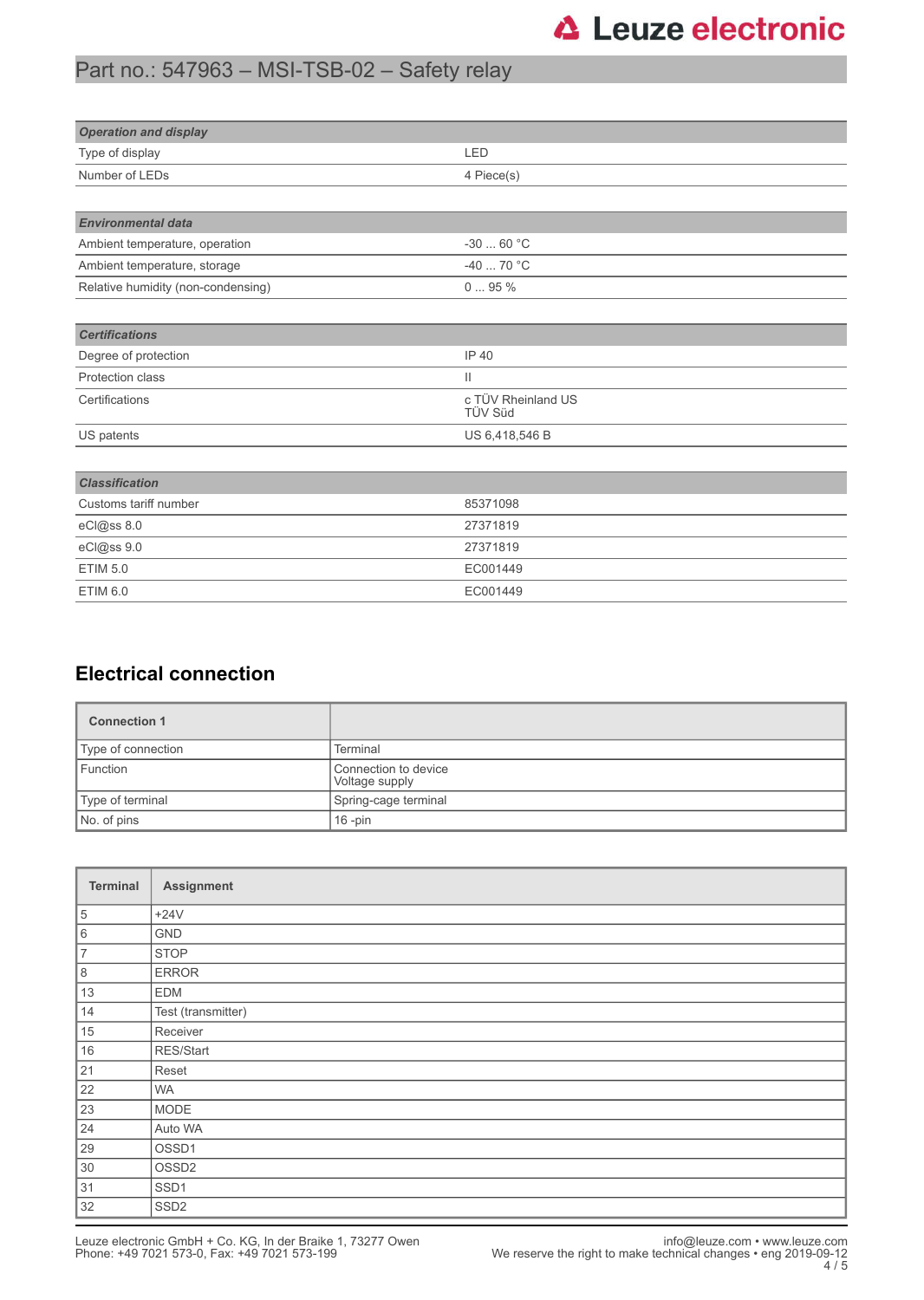| *Operation and display* | |
|---|---|
| Type of display | LED |
| Number of LEDs | 4 Piece(s) |

| *Environmental data* | |
|---|---|
| Ambient temperature, operation | -30 ... 60 °C |
| Ambient temperature, storage | -40 ... 70 °C |
| Relative humidity (non-condensing) | 0 ... 95 % |

| *Certifications* | |
|---|---|
| Degree of protection | IP 40 |
| Protection class | II |
| Certifications | c TÜV Rheinland US<br>TÜV Süd |
| US patents | US 6,418,546 B |

| *Classification* | |
|---|---|
| Customs tariff number | 85371098 |
| eCl@ss 8.0 | 27371819 |
| eCl@ss 9.0 | 27371819 |
| ETIM 5.0 | EC001449 |
| ETIM 6.0 | EC001449 |

## Electrical connection

| Connection 1 | |
|---|---|
| Type of connection | Terminal |
| Function | Connection to device<br>Voltage supply |
| Type of terminal | Spring-cage terminal |
| No. of pins | 16 -pin |

| Terminal | Assignment |
|---|---|
| 5 | +24V |
| 6 | GND |
| 7 | STOP |
| 8 | ERROR |
| 13 | EDM |
| 14 | Test (transmitter) |
| 15 | Receiver |
| 16 | RES/Start |
| 21 | Reset |
| 22 | WA |
| 23 | MODE |
| 24 | Auto WA |
| 29 | OSSD1 |
| 30 | OSSD2 |
| 31 | SSD1 |
| 32 | SSD2 |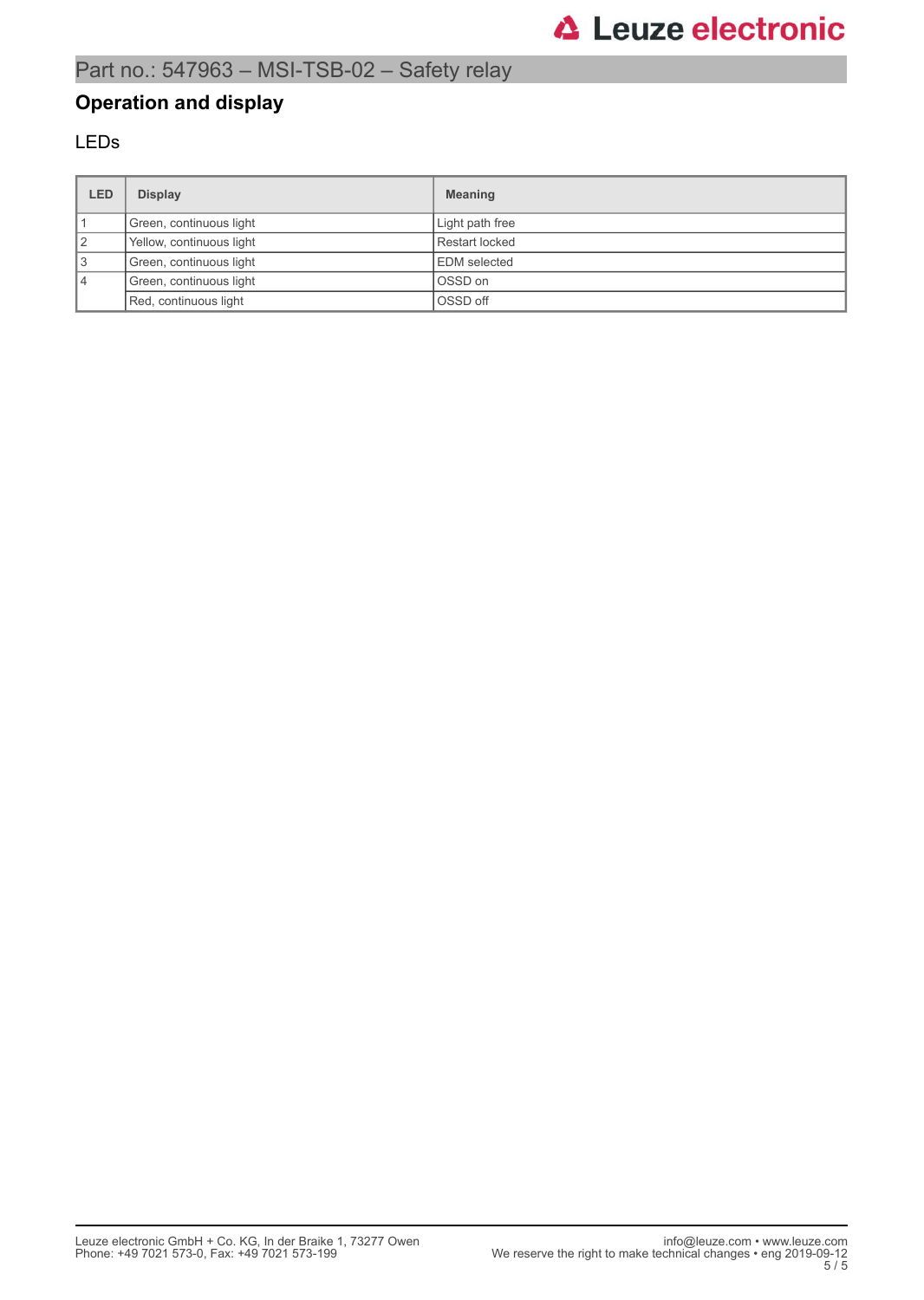## Operation and display

### LEDs

| LED | Display | Meaning |
|---|---|---|
| 1 | Green, continuous light | Light path free |
| 2 | Yellow, continuous light | Restart locked |
| 3 | Green, continuous light | EDM selected |
| 4 | Green, continuous light | OSSD on |
| | Red, continuous light | OSSD off |